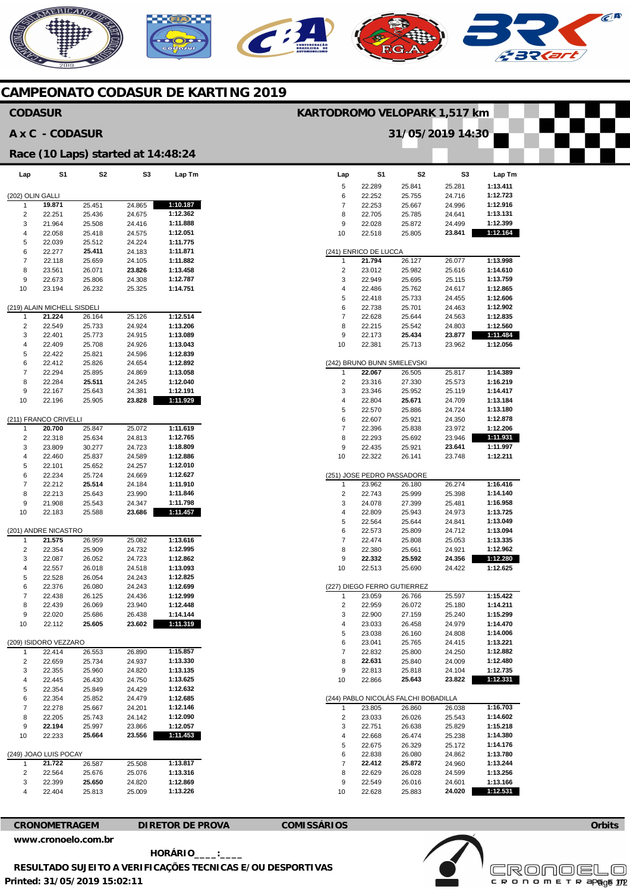# CAMPEONATO CODASUR DE KARTING 2019

## CODASUR

**KARTODROMO VELOPARK 1,517 km**

## A x C - CODASUR

**31/05/2019 14:30**

## Race (10 Laps) started at 14:48:24

**(202) OLIN GALLI**

| Lap | S1 | S2 | S3 | Lap Tm |
|---|---|---|---|---|
| 1 | **19.871** | 25.451 | 24.865 | **1:10.187** |
| 2 | 22.251 | 25.436 | 24.675 | 1:12.362 |
| 3 | 21.964 | 25.508 | 24.416 | 1:11.888 |
| 4 | 22.058 | 25.418 | 24.575 | 1:12.051 |
| 5 | 22.039 | 25.512 | 24.224 | 1:11.775 |
| 6 | 22.277 | **25.411** | 24.183 | 1:11.871 |
| 7 | 22.118 | 25.659 | 24.105 | 1:11.882 |
| 8 | 23.561 | 26.071 | **23.826** | 1:13.458 |
| 9 | 22.673 | 25.806 | 24.308 | 1:12.787 |
| 10 | 23.194 | 26.232 | 25.325 | 1:14.751 |

**(219) ALAIN MICHELL SISDELI**

| Lap | S1 | S2 | S3 | Lap Tm |
|---|---|---|---|---|
| 1 | **21.224** | 26.164 | 25.126 | 1:12.514 |
| 2 | 22.549 | 25.733 | 24.924 | 1:13.206 |
| 3 | 22.401 | 25.773 | 24.915 | 1:13.089 |
| 4 | 22.409 | 25.708 | 24.926 | 1:13.043 |
| 5 | 22.422 | 25.821 | 24.596 | 1:12.839 |
| 6 | 22.412 | 25.826 | 24.654 | 1:12.892 |
| 7 | 22.294 | 25.895 | 24.869 | 1:13.058 |
| 8 | 22.284 | **25.511** | 24.245 | 1:12.040 |
| 9 | 22.167 | 25.643 | 24.381 | 1:12.191 |
| 10 | 22.196 | 25.905 | **23.828** | **1:11.929** |

**(211) FRANCO CRIVELLI**

| Lap | S1 | S2 | S3 | Lap Tm |
|---|---|---|---|---|
| 1 | **20.700** | 25.847 | 25.072 | 1:11.619 |
| 2 | 22.318 | 25.634 | 24.813 | 1:12.765 |
| 3 | 23.809 | 30.277 | 24.723 | 1:18.809 |
| 4 | 22.460 | 25.837 | 24.589 | 1:12.886 |
| 5 | 22.101 | 25.652 | 24.257 | 1:12.010 |
| 6 | 22.234 | 25.724 | 24.669 | 1:12.627 |
| 7 | 22.212 | **25.514** | 24.184 | 1:11.910 |
| 8 | 22.213 | 25.643 | 23.990 | 1:11.846 |
| 9 | 21.908 | 25.543 | 24.347 | 1:11.798 |
| 10 | 22.183 | 25.588 | **23.686** | **1:11.457** |

**(201) ANDRE NICASTRO**

| Lap | S1 | S2 | S3 | Lap Tm |
|---|---|---|---|---|
| 1 | **21.575** | 26.959 | 25.082 | 1:13.616 |
| 2 | 22.354 | 25.909 | 24.732 | 1:12.995 |
| 3 | 22.087 | 26.052 | 24.723 | 1:12.862 |
| 4 | 22.557 | 26.018 | 24.518 | 1:13.093 |
| 5 | 22.528 | 26.054 | 24.243 | 1:12.825 |
| 6 | 22.376 | 26.080 | 24.243 | 1:12.699 |
| 7 | 22.438 | 26.125 | 24.436 | 1:12.999 |
| 8 | 22.439 | 26.069 | 23.940 | 1:12.448 |
| 9 | 22.020 | 25.686 | 26.438 | 1:14.144 |
| 10 | 22.112 | **25.605** | **23.602** | **1:11.319** |

**(209) ISIDORO VEZZARO**

| Lap | S1 | S2 | S3 | Lap Tm |
|---|---|---|---|---|
| 1 | 22.414 | 26.553 | 26.890 | 1:15.857 |
| 2 | 22.659 | 25.734 | 24.937 | 1:13.330 |
| 3 | 22.355 | 25.960 | 24.820 | 1:13.135 |
| 4 | 22.445 | 26.430 | 24.750 | 1:13.625 |
| 5 | 22.354 | 25.849 | 24.429 | 1:12.632 |
| 6 | 22.354 | 25.852 | 24.479 | 1:12.685 |
| 7 | 22.278 | 25.667 | 24.201 | 1:12.146 |
| 8 | 22.205 | 25.743 | 24.142 | 1:12.090 |
| 9 | **22.194** | 25.997 | 23.866 | 1:12.057 |
| 10 | 22.233 | **25.664** | **23.556** | **1:11.453** |

**(249) JOAO LUIS POCAY**

| Lap | S1 | S2 | S3 | Lap Tm |
|---|---|---|---|---|
| 1 | **21.722** | 26.587 | 25.508 | 1:13.817 |
| 2 | 22.564 | 25.676 | 25.076 | 1:13.316 |
| 3 | 22.399 | **25.650** | 24.820 | 1:12.869 |
| 4 | 22.404 | 25.813 | 25.009 | 1:13.226 |
| 5 | 22.289 | 25.841 | 25.281 | 1:13.411 |
| 6 | 22.252 | 25.755 | 24.716 | 1:12.723 |
| 7 | 22.253 | 25.667 | 24.996 | 1:12.916 |
| 8 | 22.705 | 25.785 | 24.641 | 1:13.131 |
| 9 | 22.028 | 25.872 | 24.499 | 1:12.399 |
| 10 | 22.518 | 25.805 | **23.841** | **1:12.164** |

**(241) ENRICO DE LUCCA**

| Lap | S1 | S2 | S3 | Lap Tm |
|---|---|---|---|---|
| 1 | **21.794** | 26.127 | 26.077 | 1:13.998 |
| 2 | 23.012 | 25.982 | 25.616 | 1:14.610 |
| 3 | 22.949 | 25.695 | 25.115 | 1:13.759 |
| 4 | 22.486 | 25.762 | 24.617 | 1:12.865 |
| 5 | 22.418 | 25.733 | 24.455 | 1:12.606 |
| 6 | 22.738 | 25.701 | 24.463 | 1:12.902 |
| 7 | 22.628 | 25.644 | 24.563 | 1:12.835 |
| 8 | 22.215 | 25.542 | 24.803 | 1:12.560 |
| 9 | 22.173 | **25.434** | **23.877** | **1:11.484** |
| 10 | 22.381 | 25.713 | 23.962 | 1:12.056 |

**(242) BRUNO BUNN SMIELEVSKI**

| Lap | S1 | S2 | S3 | Lap Tm |
|---|---|---|---|---|
| 1 | **22.067** | 26.505 | 25.817 | 1:14.389 |
| 2 | 23.316 | 27.330 | 25.573 | 1:16.219 |
| 3 | 23.346 | 25.952 | 25.119 | 1:14.417 |
| 4 | 22.804 | **25.671** | 24.709 | 1:13.184 |
| 5 | 22.570 | 25.886 | 24.724 | 1:13.180 |
| 6 | 22.607 | 25.921 | 24.350 | 1:12.878 |
| 7 | 22.396 | 25.838 | 23.972 | 1:12.206 |
| 8 | 22.293 | 25.692 | 23.946 | **1:11.931** |
| 9 | 22.435 | 25.921 | **23.641** | 1:11.997 |
| 10 | 22.322 | 26.141 | 23.748 | 1:12.211 |

**(251) JOSE PEDRO PASSADORE**

| Lap | S1 | S2 | S3 | Lap Tm |
|---|---|---|---|---|
| 1 | 23.962 | 26.180 | 26.274 | 1:16.416 |
| 2 | 22.743 | 25.999 | 25.398 | 1:14.140 |
| 3 | 24.078 | 27.399 | 25.481 | 1:16.958 |
| 4 | 22.809 | 25.943 | 24.973 | 1:13.725 |
| 5 | 22.564 | 25.644 | 24.841 | 1:13.049 |
| 6 | 22.573 | 25.809 | 24.712 | 1:13.094 |
| 7 | 22.474 | 25.808 | 25.053 | 1:13.335 |
| 8 | 22.380 | 25.661 | 24.921 | 1:12.962 |
| 9 | **22.332** | **25.592** | **24.356** | **1:12.280** |
| 10 | 22.513 | 25.690 | 24.422 | 1:12.625 |

**(227) DIEGO FERRO GUTIERREZ**

| Lap | S1 | S2 | S3 | Lap Tm |
|---|---|---|---|---|
| 1 | 23.059 | 26.766 | 25.597 | 1:15.422 |
| 2 | 22.959 | 26.072 | 25.180 | 1:14.211 |
| 3 | 22.900 | 27.159 | 25.240 | 1:15.299 |
| 4 | 23.033 | 26.458 | 24.979 | 1:14.470 |
| 5 | 23.038 | 26.160 | 24.808 | 1:14.006 |
| 6 | 23.041 | 25.765 | 24.415 | 1:13.221 |
| 7 | 22.832 | 25.800 | 24.250 | 1:12.882 |
| 8 | **22.631** | 25.840 | 24.009 | 1:12.480 |
| 9 | 22.813 | 25.818 | 24.104 | 1:12.735 |
| 10 | 22.866 | **25.643** | **23.822** | **1:12.331** |

**(244) PABLO NICOLÁS FALCHI BOBADILLA**

| Lap | S1 | S2 | S3 | Lap Tm |
|---|---|---|---|---|
| 1 | 23.805 | 26.860 | 26.038 | 1:16.703 |
| 2 | 23.033 | 26.026 | 25.543 | 1:14.602 |
| 3 | 22.751 | 26.638 | 25.829 | 1:15.218 |
| 4 | 22.668 | 26.474 | 25.238 | 1:14.380 |
| 5 | 22.675 | 26.329 | 25.172 | 1:14.176 |
| 6 | 22.838 | 26.080 | 24.862 | 1:13.780 |
| 7 | **22.412** | **25.872** | 24.960 | 1:13.244 |
| 8 | 22.629 | 26.028 | 24.599 | 1:13.256 |
| 9 | 22.549 | 26.016 | 24.601 | 1:13.166 |
| 10 | 22.628 | 25.883 | **24.020** | **1:12.531** |

**CRONOMETRAGEM** | **DIRETOR DE PROVA** | **COMISSÁRIOS** | **Orbits**

**www.cronoelo.com.br**

**HORÁRIO____:____**

**RESULTADO SUJEITO A VERIFICAÇÕES TECNICAS E/OU DESPORTIVAS**

**Printed: 31/05/2019 15:02:11**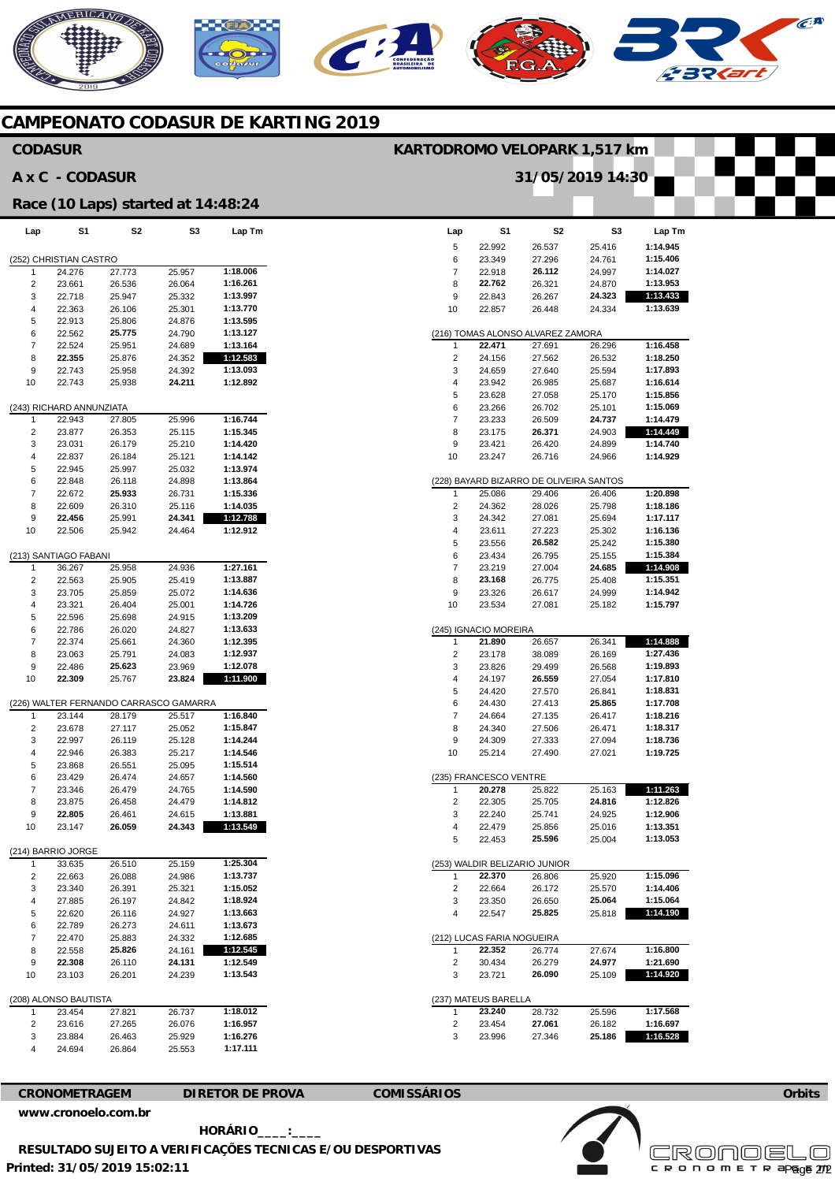# CAMPEONATO CODASUR DE KARTING 2019

## CODASUR

**KARTODROMO VELOPARK 1,517 km**

## A x C - CODASUR

**31/05/2019 14:30**

## Race (10 Laps) started at 14:48:24

| Lap | S1 | S2 | S3 | Lap Tm |
|---|---|---|---|---|
| **(252) CHRISTIAN CASTRO** | | | | |
| 1 | 24.276 | 27.773 | 25.957 | 1:18.006 |
| 2 | 23.661 | 26.536 | 26.064 | 1:16.261 |
| 3 | 22.718 | 25.947 | 25.332 | 1:13.997 |
| 4 | 22.363 | 26.106 | 25.301 | 1:13.770 |
| 5 | 22.913 | 25.806 | 24.876 | 1:13.595 |
| 6 | 22.562 | **25.775** | 24.790 | 1:13.127 |
| 7 | 22.524 | 25.951 | 24.689 | 1:13.164 |
| 8 | **22.355** | 25.876 | 24.352 | **1:12.583** |
| 9 | 22.743 | 25.958 | 24.392 | 1:13.093 |
| 10 | 22.743 | 25.938 | **24.211** | 1:12.892 |
| **(243) RICHARD ANNUNZIATA** | | | | |
| 1 | 22.943 | 27.805 | 25.996 | 1:16.744 |
| 2 | 23.877 | 26.353 | 25.115 | 1:15.345 |
| 3 | 23.031 | 26.179 | 25.210 | 1:14.420 |
| 4 | 22.837 | 26.184 | 25.121 | 1:14.142 |
| 5 | 22.945 | 25.997 | 25.032 | 1:13.974 |
| 6 | 22.848 | 26.118 | 24.898 | 1:13.864 |
| 7 | 22.672 | **25.933** | 26.731 | 1:15.336 |
| 8 | 22.609 | 26.310 | 25.116 | 1:14.035 |
| 9 | **22.456** | 25.991 | **24.341** | **1:12.788** |
| 10 | 22.506 | 25.942 | 24.464 | 1:12.912 |
| **(213) SANTIAGO FABANI** | | | | |
| 1 | 36.267 | 25.958 | 24.936 | 1:27.161 |
| 2 | 22.563 | 25.905 | 25.419 | 1:13.887 |
| 3 | 23.705 | 25.859 | 25.072 | 1:14.636 |
| 4 | 23.321 | 26.404 | 25.001 | 1:14.726 |
| 5 | 22.596 | 25.698 | 24.915 | 1:13.209 |
| 6 | 22.786 | 26.020 | 24.827 | 1:13.633 |
| 7 | 22.374 | 25.661 | 24.360 | 1:12.395 |
| 8 | 23.063 | 25.791 | 24.083 | 1:12.937 |
| 9 | 22.486 | **25.623** | 23.969 | 1:12.078 |
| 10 | **22.309** | 25.767 | **23.824** | **1:11.900** |
| **(226) WALTER FERNANDO CARRASCO GAMARRA** | | | | |
| 1 | 23.144 | 28.179 | 25.517 | 1:16.840 |
| 2 | 23.678 | 27.117 | 25.052 | 1:15.847 |
| 3 | 22.997 | 26.119 | 25.128 | 1:14.244 |
| 4 | 22.946 | 26.383 | 25.217 | 1:14.546 |
| 5 | 23.868 | 26.551 | 25.095 | 1:15.514 |
| 6 | 23.429 | 26.474 | 24.657 | 1:14.560 |
| 7 | 23.346 | 26.479 | 24.765 | 1:14.590 |
| 8 | 23.875 | 26.458 | 24.479 | 1:14.812 |
| 9 | **22.805** | 26.461 | 24.615 | 1:13.881 |
| 10 | 23.147 | **26.059** | **24.343** | **1:13.549** |
| **(214) BARRIO JORGE** | | | | |
| 1 | 33.635 | 26.510 | 25.159 | 1:25.304 |
| 2 | 22.663 | 26.088 | 24.986 | 1:13.737 |
| 3 | 23.340 | 26.391 | 25.321 | 1:15.052 |
| 4 | 27.885 | 26.197 | 24.842 | 1:18.924 |
| 5 | 22.620 | 26.116 | 24.927 | 1:13.663 |
| 6 | 22.789 | 26.273 | 24.611 | 1:13.673 |
| 7 | 22.470 | 25.883 | 24.332 | 1:12.685 |
| 8 | 22.558 | **25.826** | 24.161 | **1:12.545** |
| 9 | **22.308** | 26.110 | **24.131** | 1:12.549 |
| 10 | 23.103 | 26.201 | 24.239 | 1:13.543 |
| **(208) ALONSO BAUTISTA** | | | | |
| 1 | 23.454 | 27.821 | 26.737 | 1:18.012 |
| 2 | 23.616 | 27.265 | 26.076 | 1:16.957 |
| 3 | 23.884 | 26.463 | 25.929 | 1:16.276 |
| 4 | 24.694 | 26.864 | 25.553 | 1:17.111 |
| 5 | 22.992 | 26.537 | 25.416 | 1:14.945 |
| 6 | 23.349 | 27.296 | 24.761 | 1:15.406 |
| 7 | 22.918 | **26.112** | 24.997 | 1:14.027 |
| 8 | **22.762** | 26.321 | 24.870 | 1:13.953 |
| 9 | 22.843 | 26.267 | **24.323** | **1:13.433** |
| 10 | 22.857 | 26.448 | 24.334 | 1:13.639 |
| **(216) TOMAS ALONSO ALVAREZ ZAMORA** | | | | |
| 1 | **22.471** | 27.691 | 26.296 | 1:16.458 |
| 2 | 24.156 | 27.562 | 26.532 | 1:18.250 |
| 3 | 24.659 | 27.640 | 25.594 | 1:17.893 |
| 4 | 23.942 | 26.985 | 25.687 | 1:16.614 |
| 5 | 23.628 | 27.058 | 25.170 | 1:15.856 |
| 6 | 23.266 | 26.702 | 25.101 | 1:15.069 |
| 7 | 23.233 | 26.509 | **24.737** | 1:14.479 |
| 8 | 23.175 | **26.371** | 24.903 | **1:14.449** |
| 9 | 23.421 | 26.420 | 24.899 | 1:14.740 |
| 10 | 23.247 | 26.716 | 24.966 | 1:14.929 |
| **(228) BAYARD BIZARRO DE OLIVEIRA SANTOS** | | | | |
| 1 | 25.086 | 29.406 | 26.406 | 1:20.898 |
| 2 | 24.362 | 28.026 | 25.798 | 1:18.186 |
| 3 | 24.342 | 27.081 | 25.694 | 1:17.117 |
| 4 | 23.611 | 27.223 | 25.302 | 1:16.136 |
| 5 | 23.556 | **26.582** | 25.242 | 1:15.380 |
| 6 | 23.434 | 26.795 | 25.155 | 1:15.384 |
| 7 | 23.219 | 27.004 | **24.685** | **1:14.908** |
| 8 | **23.168** | 26.775 | 25.408 | 1:15.351 |
| 9 | 23.326 | 26.617 | 24.999 | 1:14.942 |
| 10 | 23.534 | 27.081 | 25.182 | 1:15.797 |
| **(245) IGNACIO MOREIRA** | | | | |
| 1 | **21.890** | 26.657 | 26.341 | **1:14.888** |
| 2 | 23.178 | 38.089 | 26.169 | 1:27.436 |
| 3 | 23.826 | 29.499 | 26.568 | 1:19.893 |
| 4 | 24.197 | **26.559** | 27.054 | 1:17.810 |
| 5 | 24.420 | 27.570 | 26.841 | 1:18.831 |
| 6 | 24.430 | 27.413 | **25.865** | 1:17.708 |
| 7 | 24.664 | 27.135 | 26.417 | 1:18.216 |
| 8 | 24.340 | 27.506 | 26.471 | 1:18.317 |
| 9 | 24.309 | 27.333 | 27.094 | 1:18.736 |
| 10 | 25.214 | 27.490 | 27.021 | 1:19.725 |
| **(235) FRANCESCO VENTRE** | | | | |
| 1 | **20.278** | 25.822 | 25.163 | **1:11.263** |
| 2 | 22.305 | 25.705 | **24.816** | 1:12.826 |
| 3 | 22.240 | 25.741 | 24.925 | 1:12.906 |
| 4 | 22.479 | 25.856 | 25.016 | 1:13.351 |
| 5 | 22.453 | **25.596** | 25.004 | 1:13.053 |
| **(253) WALDIR BELIZARIO JUNIOR** | | | | |
| 1 | **22.370** | 26.806 | 25.920 | 1:15.096 |
| 2 | 22.664 | 26.172 | 25.570 | 1:14.406 |
| 3 | 23.350 | 26.650 | **25.064** | 1:15.064 |
| 4 | 22.547 | **25.825** | 25.818 | **1:14.190** |
| **(212) LUCAS FARIA NOGUEIRA** | | | | |
| 1 | **22.352** | 26.774 | 27.674 | 1:16.800 |
| 2 | 30.434 | 26.279 | **24.977** | 1:21.690 |
| 3 | 23.721 | **26.090** | 25.109 | **1:14.920** |
| **(237) MATEUS BARELLA** | | | | |
| 1 | **23.240** | 28.732 | 25.596 | 1:17.568 |
| 2 | 23.454 | **27.061** | 26.182 | 1:16.697 |
| 3 | 23.996 | 27.346 | **25.186** | **1:16.528** |

**CRONOMETRAGEM** **DIRETOR DE PROVA** **COMISSÁRIOS** **Orbits**

www.cronoelo.com.br

HORÁRIO____:____

RESULTADO SUJEITO A VERIFICAÇÕES TECNICAS E/OU DESPORTIVAS

Printed: 31/05/2019 15:02:11